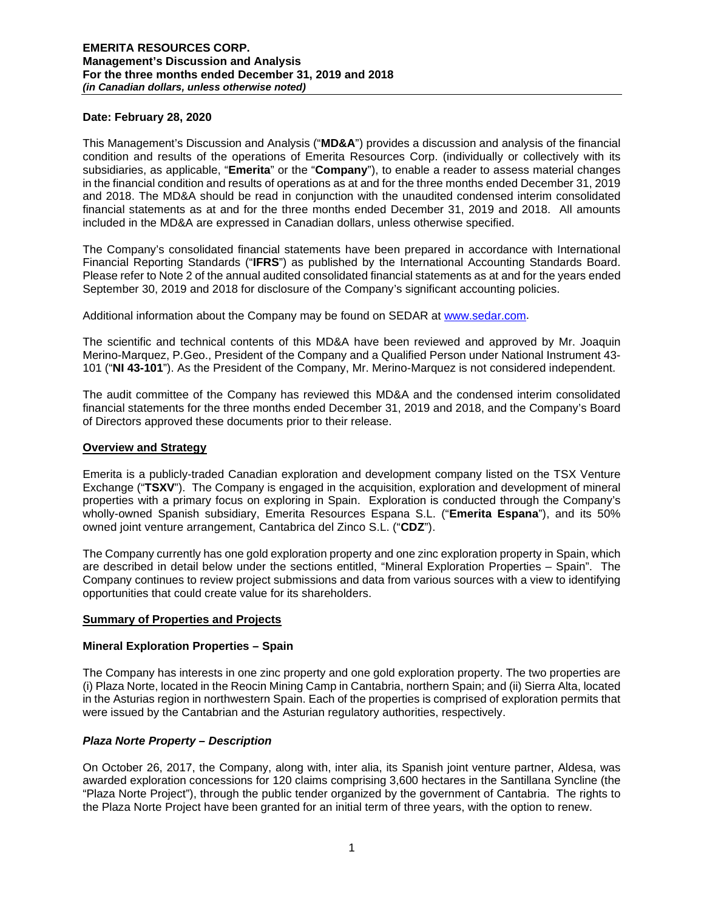**Date: February 28, 2020**

This Management's Discussion and Analysis ("**MD&A**") provides a discussion and analysis of the financial condition and results of the operations of Emerita Resources Corp. (individually or collectively with its subsidiaries, as applicable, "**Emerita**" or the "**Company**"), to enable a reader to assess material changes in the financial condition and results of operations as at and for the three months ended December 31, 2019 and 2018. The MD&A should be read in conjunction with the unaudited condensed interim consolidated financial statements as at and for the three months ended December 31, 2019 and 2018. All amounts included in the MD&A are expressed in Canadian dollars, unless otherwise specified.

The Company's consolidated financial statements have been prepared in accordance with International Financial Reporting Standards ("**IFRS**") as published by the International Accounting Standards Board. Please refer to Note 2 of the annual audited consolidated financial statements as at and for the years ended September 30, 2019 and 2018 for disclosure of the Company's significant accounting policies.

Additional information about the Company may be found on SEDAR at [www.sedar.com](www.sedar.com).

The scientific and technical contents of this MD&A have been reviewed and approved by Mr. Joaquin Merino-Marquez, P.Geo., President of the Company and a Qualified Person under National Instrument 43-101 ("**NI 43-101**"). As the President of the Company, Mr. Merino-Marquez is not considered independent.

The audit committee of the Company has reviewed this MD&A and the condensed interim consolidated financial statements for the three months ended December 31, 2019 and 2018, and the Company's Board of Directors approved these documents prior to their release.

## Overview and Strategy

Emerita is a publicly-traded Canadian exploration and development company listed on the TSX Venture Exchange ("**TSXV**"). The Company is engaged in the acquisition, exploration and development of mineral properties with a primary focus on exploring in Spain. Exploration is conducted through the Company's wholly-owned Spanish subsidiary, Emerita Resources Espana S.L. ("**Emerita Espana**"), and its 50% owned joint venture arrangement, Cantabrica del Zinco S.L. ("**CDZ**").

The Company currently has one gold exploration property and one zinc exploration property in Spain, which are described in detail below under the sections entitled, "Mineral Exploration Properties – Spain". The Company continues to review project submissions and data from various sources with a view to identifying opportunities that could create value for its shareholders.

## Summary of Properties and Projects

### Mineral Exploration Properties – Spain

The Company has interests in one zinc property and one gold exploration property. The two properties are (i) Plaza Norte, located in the Reocin Mining Camp in Cantabria, northern Spain; and (ii) Sierra Alta, located in the Asturias region in northwestern Spain. Each of the properties is comprised of exploration permits that were issued by the Cantabrian and the Asturian regulatory authorities, respectively.

### *Plaza Norte Property – Description*

On October 26, 2017, the Company, along with, inter alia, its Spanish joint venture partner, Aldesa, was awarded exploration concessions for 120 claims comprising 3,600 hectares in the Santillana Syncline (the "Plaza Norte Project"), through the public tender organized by the government of Cantabria. The rights to the Plaza Norte Project have been granted for an initial term of three years, with the option to renew.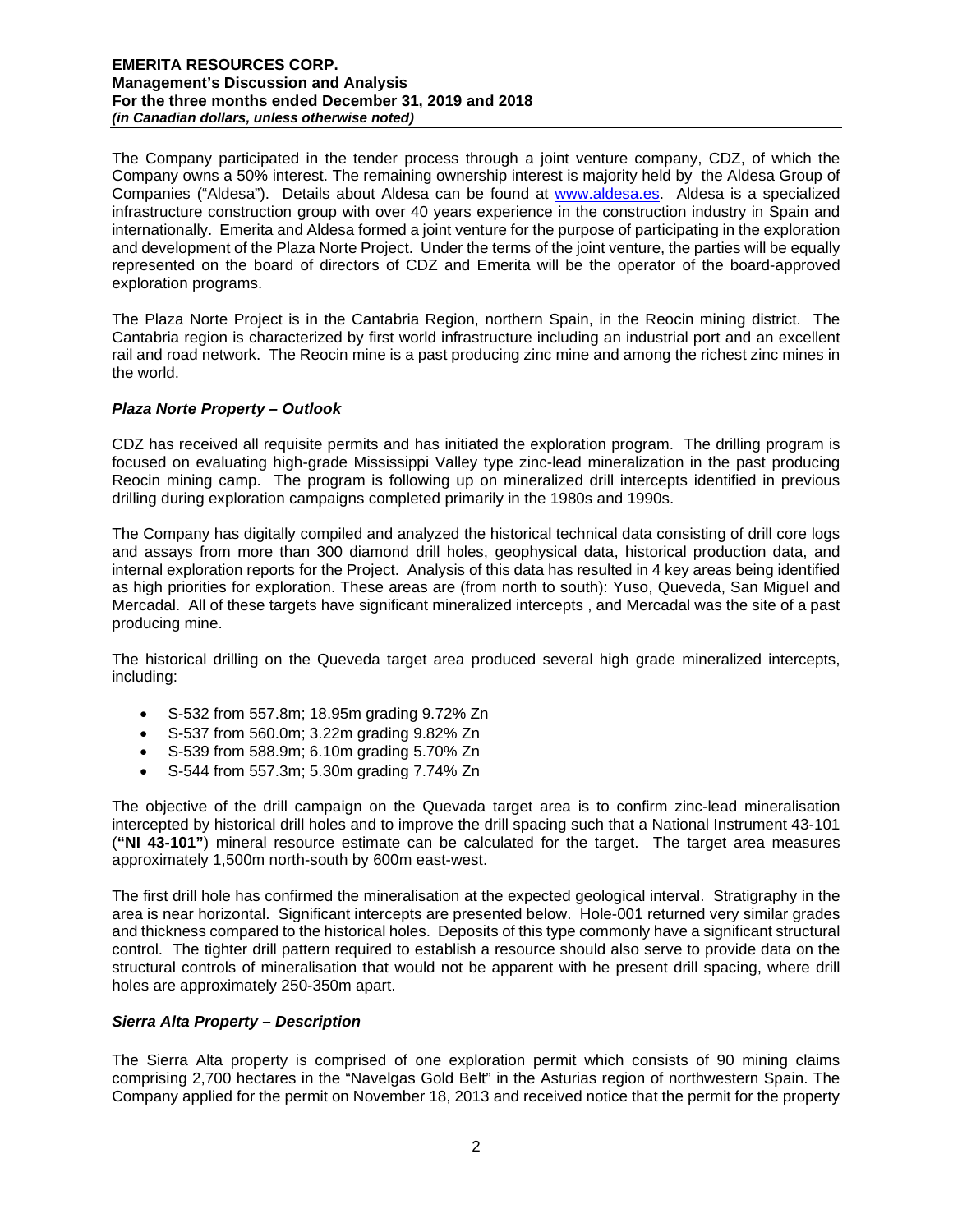The Company participated in the tender process through a joint venture company, CDZ, of which the Company owns a 50% interest. The remaining ownership interest is majority held by the Aldesa Group of Companies ("Aldesa"). Details about Aldesa can be found at www.aldesa.es. Aldesa is a specialized infrastructure construction group with over 40 years experience in the construction industry in Spain and internationally. Emerita and Aldesa formed a joint venture for the purpose of participating in the exploration and development of the Plaza Norte Project. Under the terms of the joint venture, the parties will be equally represented on the board of directors of CDZ and Emerita will be the operator of the board-approved exploration programs.

The Plaza Norte Project is in the Cantabria Region, northern Spain, in the Reocin mining district. The Cantabria region is characterized by first world infrastructure including an industrial port and an excellent rail and road network. The Reocin mine is a past producing zinc mine and among the richest zinc mines in the world.

### *Plaza Norte Property – Outlook*

CDZ has received all requisite permits and has initiated the exploration program. The drilling program is focused on evaluating high-grade Mississippi Valley type zinc-lead mineralization in the past producing Reocin mining camp. The program is following up on mineralized drill intercepts identified in previous drilling during exploration campaigns completed primarily in the 1980s and 1990s.

The Company has digitally compiled and analyzed the historical technical data consisting of drill core logs and assays from more than 300 diamond drill holes, geophysical data, historical production data, and internal exploration reports for the Project. Analysis of this data has resulted in 4 key areas being identified as high priorities for exploration. These areas are (from north to south): Yuso, Queveda, San Miguel and Mercadal. All of these targets have significant mineralized intercepts , and Mercadal was the site of a past producing mine.

The historical drilling on the Queveda target area produced several high grade mineralized intercepts, including:

- S-532 from 557.8m; 18.95m grading 9.72% Zn
- S-537 from 560.0m; 3.22m grading 9.82% Zn
- S-539 from 588.9m; 6.10m grading 5.70% Zn
- S-544 from 557.3m; 5.30m grading 7.74% Zn

The objective of the drill campaign on the Quevada target area is to confirm zinc-lead mineralisation intercepted by historical drill holes and to improve the drill spacing such that a National Instrument 43-101 (**"NI 43-101"**) mineral resource estimate can be calculated for the target. The target area measures approximately 1,500m north-south by 600m east-west.

The first drill hole has confirmed the mineralisation at the expected geological interval. Stratigraphy in the area is near horizontal. Significant intercepts are presented below. Hole-001 returned very similar grades and thickness compared to the historical holes. Deposits of this type commonly have a significant structural control. The tighter drill pattern required to establish a resource should also serve to provide data on the structural controls of mineralisation that would not be apparent with he present drill spacing, where drill holes are approximately 250-350m apart.

### *Sierra Alta Property – Description*

The Sierra Alta property is comprised of one exploration permit which consists of 90 mining claims comprising 2,700 hectares in the "Navelgas Gold Belt" in the Asturias region of northwestern Spain. The Company applied for the permit on November 18, 2013 and received notice that the permit for the property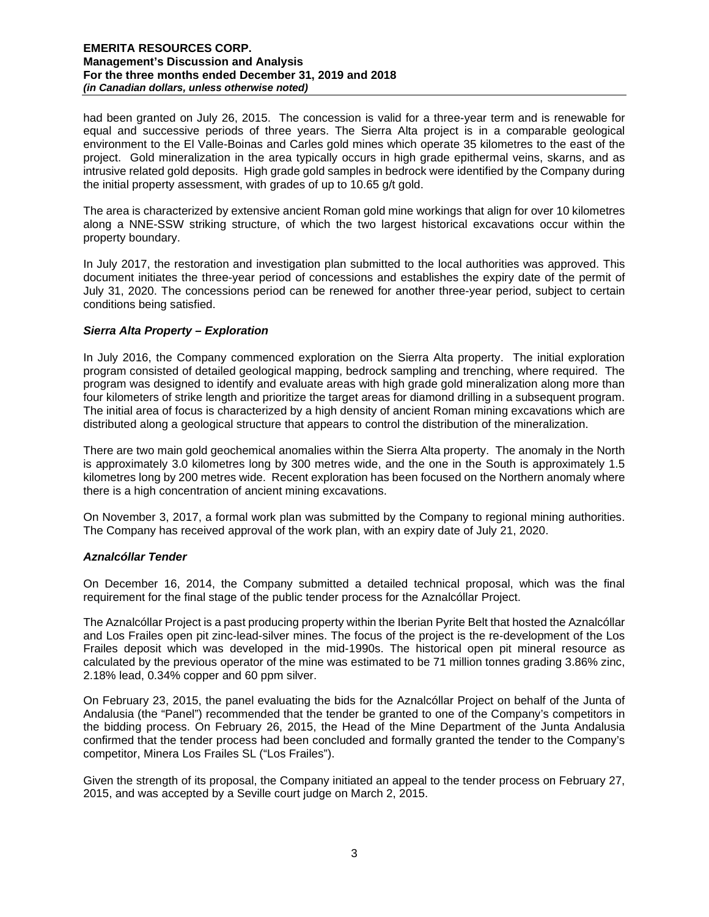had been granted on July 26, 2015. The concession is valid for a three-year term and is renewable for equal and successive periods of three years. The Sierra Alta project is in a comparable geological environment to the El Valle-Boinas and Carles gold mines which operate 35 kilometres to the east of the project. Gold mineralization in the area typically occurs in high grade epithermal veins, skarns, and as intrusive related gold deposits. High grade gold samples in bedrock were identified by the Company during the initial property assessment, with grades of up to 10.65 g/t gold.

The area is characterized by extensive ancient Roman gold mine workings that align for over 10 kilometres along a NNE-SSW striking structure, of which the two largest historical excavations occur within the property boundary.

In July 2017, the restoration and investigation plan submitted to the local authorities was approved. This document initiates the three-year period of concessions and establishes the expiry date of the permit of July 31, 2020. The concessions period can be renewed for another three-year period, subject to certain conditions being satisfied.

### *Sierra Alta Property – Exploration*

In July 2016, the Company commenced exploration on the Sierra Alta property. The initial exploration program consisted of detailed geological mapping, bedrock sampling and trenching, where required. The program was designed to identify and evaluate areas with high grade gold mineralization along more than four kilometers of strike length and prioritize the target areas for diamond drilling in a subsequent program. The initial area of focus is characterized by a high density of ancient Roman mining excavations which are distributed along a geological structure that appears to control the distribution of the mineralization.

There are two main gold geochemical anomalies within the Sierra Alta property. The anomaly in the North is approximately 3.0 kilometres long by 300 metres wide, and the one in the South is approximately 1.5 kilometres long by 200 metres wide. Recent exploration has been focused on the Northern anomaly where there is a high concentration of ancient mining excavations.

On November 3, 2017, a formal work plan was submitted by the Company to regional mining authorities. The Company has received approval of the work plan, with an expiry date of July 21, 2020.

### *Aznalcóllar Tender*

On December 16, 2014, the Company submitted a detailed technical proposal, which was the final requirement for the final stage of the public tender process for the Aznalcóllar Project.

The Aznalcóllar Project is a past producing property within the Iberian Pyrite Belt that hosted the Aznalcóllar and Los Frailes open pit zinc-lead-silver mines. The focus of the project is the re-development of the Los Frailes deposit which was developed in the mid-1990s. The historical open pit mineral resource as calculated by the previous operator of the mine was estimated to be 71 million tonnes grading 3.86% zinc, 2.18% lead, 0.34% copper and 60 ppm silver.

On February 23, 2015, the panel evaluating the bids for the Aznalcóllar Project on behalf of the Junta of Andalusia (the "Panel") recommended that the tender be granted to one of the Company's competitors in the bidding process. On February 26, 2015, the Head of the Mine Department of the Junta Andalusia confirmed that the tender process had been concluded and formally granted the tender to the Company's competitor, Minera Los Frailes SL ("Los Frailes").

Given the strength of its proposal, the Company initiated an appeal to the tender process on February 27, 2015, and was accepted by a Seville court judge on March 2, 2015.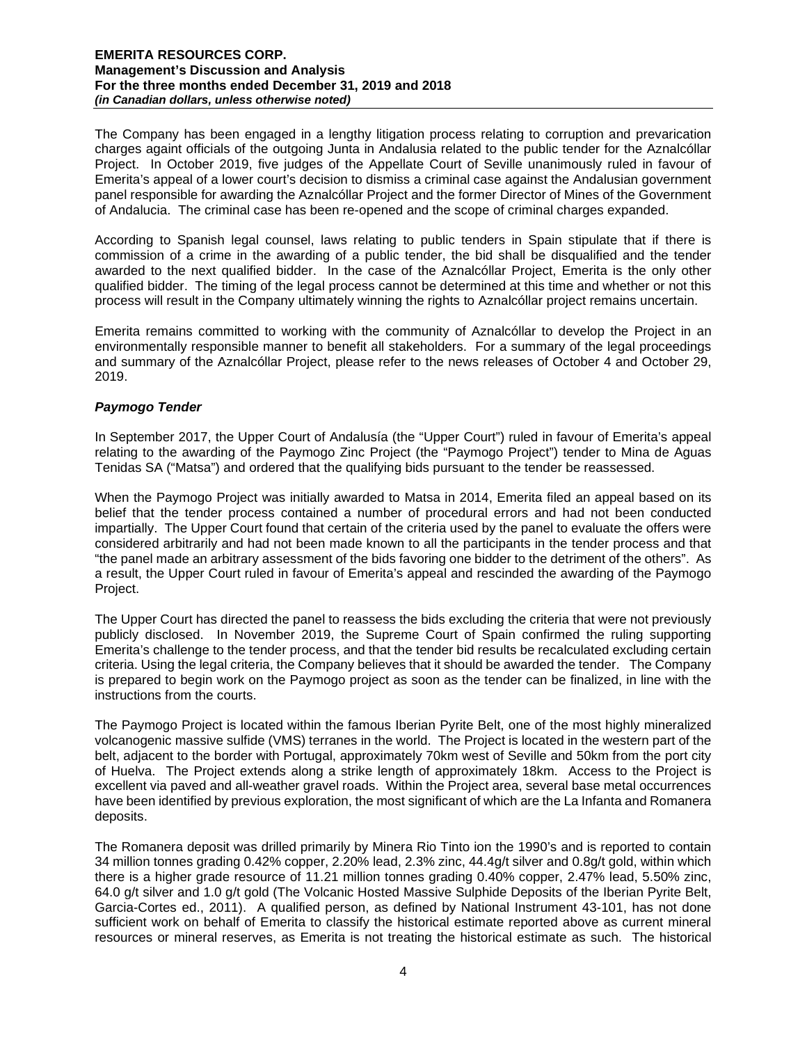The Company has been engaged in a lengthy litigation process relating to corruption and prevarication charges againt officials of the outgoing Junta in Andalusia related to the public tender for the Aznalcóllar Project. In October 2019, five judges of the Appellate Court of Seville unanimously ruled in favour of Emerita's appeal of a lower court's decision to dismiss a criminal case against the Andalusian government panel responsible for awarding the Aznalcóllar Project and the former Director of Mines of the Government of Andalucia. The criminal case has been re-opened and the scope of criminal charges expanded.

According to Spanish legal counsel, laws relating to public tenders in Spain stipulate that if there is commission of a crime in the awarding of a public tender, the bid shall be disqualified and the tender awarded to the next qualified bidder. In the case of the Aznalcóllar Project, Emerita is the only other qualified bidder. The timing of the legal process cannot be determined at this time and whether or not this process will result in the Company ultimately winning the rights to Aznalcóllar project remains uncertain.

Emerita remains committed to working with the community of Aznalcóllar to develop the Project in an environmentally responsible manner to benefit all stakeholders. For a summary of the legal proceedings and summary of the Aznalcóllar Project, please refer to the news releases of October 4 and October 29, 2019.

***Paymogo Tender***

In September 2017, the Upper Court of Andalusía (the "Upper Court") ruled in favour of Emerita's appeal relating to the awarding of the Paymogo Zinc Project (the "Paymogo Project") tender to Mina de Aguas Tenidas SA ("Matsa") and ordered that the qualifying bids pursuant to the tender be reassessed.

When the Paymogo Project was initially awarded to Matsa in 2014, Emerita filed an appeal based on its belief that the tender process contained a number of procedural errors and had not been conducted impartially. The Upper Court found that certain of the criteria used by the panel to evaluate the offers were considered arbitrarily and had not been made known to all the participants in the tender process and that "the panel made an arbitrary assessment of the bids favoring one bidder to the detriment of the others". As a result, the Upper Court ruled in favour of Emerita's appeal and rescinded the awarding of the Paymogo Project.

The Upper Court has directed the panel to reassess the bids excluding the criteria that were not previously publicly disclosed. In November 2019, the Supreme Court of Spain confirmed the ruling supporting Emerita's challenge to the tender process, and that the tender bid results be recalculated excluding certain criteria. Using the legal criteria, the Company believes that it should be awarded the tender. The Company is prepared to begin work on the Paymogo project as soon as the tender can be finalized, in line with the instructions from the courts.

The Paymogo Project is located within the famous Iberian Pyrite Belt, one of the most highly mineralized volcanogenic massive sulfide (VMS) terranes in the world. The Project is located in the western part of the belt, adjacent to the border with Portugal, approximately 70km west of Seville and 50km from the port city of Huelva. The Project extends along a strike length of approximately 18km. Access to the Project is excellent via paved and all-weather gravel roads. Within the Project area, several base metal occurrences have been identified by previous exploration, the most significant of which are the La Infanta and Romanera deposits.

The Romanera deposit was drilled primarily by Minera Rio Tinto ion the 1990's and is reported to contain 34 million tonnes grading 0.42% copper, 2.20% lead, 2.3% zinc, 44.4g/t silver and 0.8g/t gold, within which there is a higher grade resource of 11.21 million tonnes grading 0.40% copper, 2.47% lead, 5.50% zinc, 64.0 g/t silver and 1.0 g/t gold (The Volcanic Hosted Massive Sulphide Deposits of the Iberian Pyrite Belt, Garcia-Cortes ed., 2011). A qualified person, as defined by National Instrument 43-101, has not done sufficient work on behalf of Emerita to classify the historical estimate reported above as current mineral resources or mineral reserves, as Emerita is not treating the historical estimate as such. The historical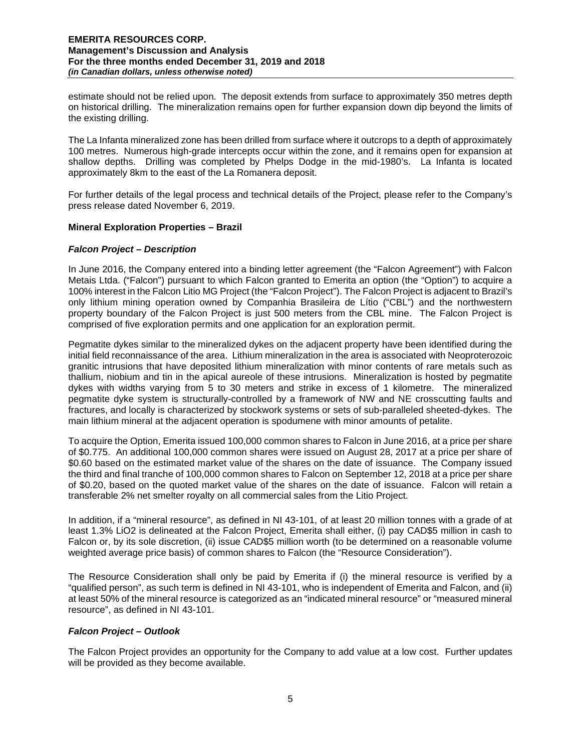estimate should not be relied upon. The deposit extends from surface to approximately 350 metres depth on historical drilling. The mineralization remains open for further expansion down dip beyond the limits of the existing drilling.

The La Infanta mineralized zone has been drilled from surface where it outcrops to a depth of approximately 100 metres. Numerous high-grade intercepts occur within the zone, and it remains open for expansion at shallow depths. Drilling was completed by Phelps Dodge in the mid-1980's. La Infanta is located approximately 8km to the east of the La Romanera deposit.

For further details of the legal process and technical details of the Project, please refer to the Company's press release dated November 6, 2019.

**Mineral Exploration Properties – Brazil**

***Falcon Project – Description***

In June 2016, the Company entered into a binding letter agreement (the "Falcon Agreement") with Falcon Metais Ltda. ("Falcon") pursuant to which Falcon granted to Emerita an option (the "Option") to acquire a 100% interest in the Falcon Litio MG Project (the "Falcon Project"). The Falcon Project is adjacent to Brazil's only lithium mining operation owned by Companhia Brasileira de Lítio ("CBL") and the northwestern property boundary of the Falcon Project is just 500 meters from the CBL mine. The Falcon Project is comprised of five exploration permits and one application for an exploration permit.

Pegmatite dykes similar to the mineralized dykes on the adjacent property have been identified during the initial field reconnaissance of the area. Lithium mineralization in the area is associated with Neoproterozoic granitic intrusions that have deposited lithium mineralization with minor contents of rare metals such as thallium, niobium and tin in the apical aureole of these intrusions. Mineralization is hosted by pegmatite dykes with widths varying from 5 to 30 meters and strike in excess of 1 kilometre. The mineralized pegmatite dyke system is structurally-controlled by a framework of NW and NE crosscutting faults and fractures, and locally is characterized by stockwork systems or sets of sub-paralleled sheeted-dykes. The main lithium mineral at the adjacent operation is spodumene with minor amounts of petalite.

To acquire the Option, Emerita issued 100,000 common shares to Falcon in June 2016, at a price per share of $0.775. An additional 100,000 common shares were issued on August 28, 2017 at a price per share of $0.60 based on the estimated market value of the shares on the date of issuance. The Company issued the third and final tranche of 100,000 common shares to Falcon on September 12, 2018 at a price per share of $0.20, based on the quoted market value of the shares on the date of issuance. Falcon will retain a transferable 2% net smelter royalty on all commercial sales from the Litio Project.

In addition, if a "mineral resource", as defined in NI 43-101, of at least 20 million tonnes with a grade of at least 1.3% LiO2 is delineated at the Falcon Project, Emerita shall either, (i) pay CAD$5 million in cash to Falcon or, by its sole discretion, (ii) issue CAD$5 million worth (to be determined on a reasonable volume weighted average price basis) of common shares to Falcon (the "Resource Consideration").

The Resource Consideration shall only be paid by Emerita if (i) the mineral resource is verified by a "qualified person", as such term is defined in NI 43-101, who is independent of Emerita and Falcon, and (ii) at least 50% of the mineral resource is categorized as an "indicated mineral resource" or "measured mineral resource", as defined in NI 43-101.

***Falcon Project – Outlook***

The Falcon Project provides an opportunity for the Company to add value at a low cost. Further updates will be provided as they become available.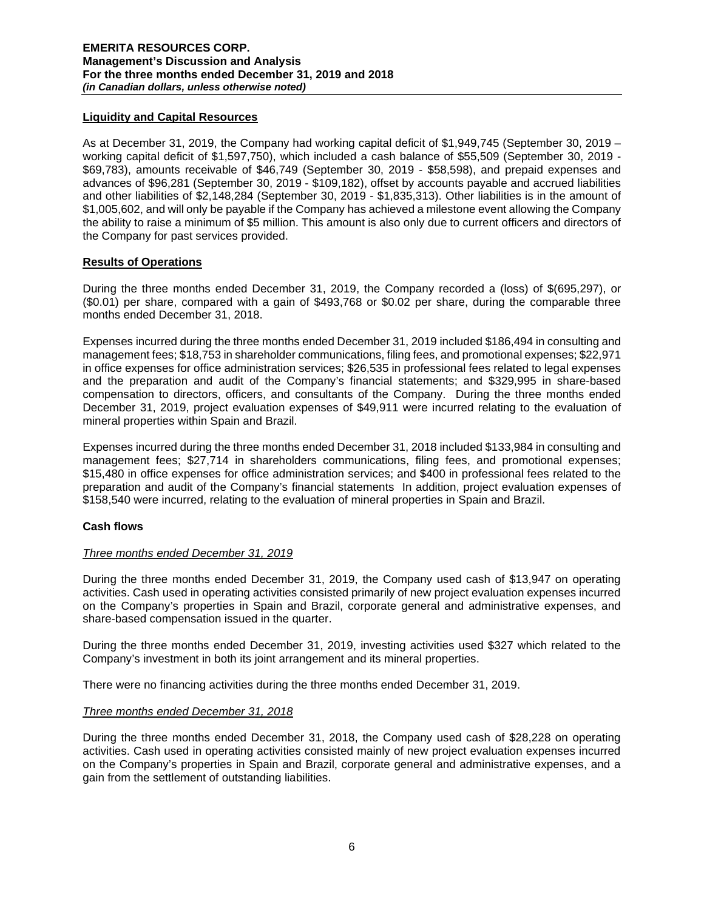## Liquidity and Capital Resources

As at December 31, 2019, the Company had working capital deficit of $1,949,745 (September 30, 2019 – working capital deficit of $1,597,750), which included a cash balance of $55,509 (September 30, 2019 - $69,783), amounts receivable of $46,749 (September 30, 2019 - $58,598), and prepaid expenses and advances of $96,281 (September 30, 2019 - $109,182), offset by accounts payable and accrued liabilities and other liabilities of $2,148,284 (September 30, 2019 - $1,835,313). Other liabilities is in the amount of $1,005,602, and will only be payable if the Company has achieved a milestone event allowing the Company the ability to raise a minimum of $5 million. This amount is also only due to current officers and directors of the Company for past services provided.

## Results of Operations

During the three months ended December 31, 2019, the Company recorded a (loss) of $(695,297), or ($0.01) per share, compared with a gain of $493,768 or $0.02 per share, during the comparable three months ended December 31, 2018.

Expenses incurred during the three months ended December 31, 2019 included $186,494 in consulting and management fees; $18,753 in shareholder communications, filing fees, and promotional expenses; $22,971 in office expenses for office administration services; $26,535 in professional fees related to legal expenses and the preparation and audit of the Company's financial statements; and $329,995 in share-based compensation to directors, officers, and consultants of the Company. During the three months ended December 31, 2019, project evaluation expenses of $49,911 were incurred relating to the evaluation of mineral properties within Spain and Brazil.

Expenses incurred during the three months ended December 31, 2018 included $133,984 in consulting and management fees; $27,714 in shareholders communications, filing fees, and promotional expenses; $15,480 in office expenses for office administration services; and $400 in professional fees related to the preparation and audit of the Company's financial statements In addition, project evaluation expenses of $158,540 were incurred, relating to the evaluation of mineral properties in Spain and Brazil.

### Cash flows

*Three months ended December 31, 2019*

During the three months ended December 31, 2019, the Company used cash of $13,947 on operating activities. Cash used in operating activities consisted primarily of new project evaluation expenses incurred on the Company's properties in Spain and Brazil, corporate general and administrative expenses, and share-based compensation issued in the quarter.

During the three months ended December 31, 2019, investing activities used $327 which related to the Company's investment in both its joint arrangement and its mineral properties.

There were no financing activities during the three months ended December 31, 2019.

*Three months ended December 31, 2018*

During the three months ended December 31, 2018, the Company used cash of $28,228 on operating activities. Cash used in operating activities consisted mainly of new project evaluation expenses incurred on the Company's properties in Spain and Brazil, corporate general and administrative expenses, and a gain from the settlement of outstanding liabilities.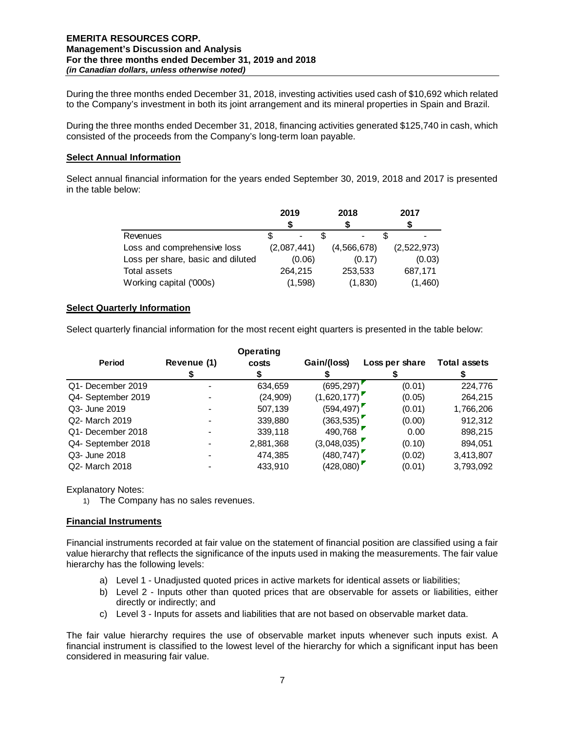During the three months ended December 31, 2018, investing activities used cash of $10,692 which related to the Company's investment in both its joint arrangement and its mineral properties in Spain and Brazil.

During the three months ended December 31, 2018, financing activities generated $125,740 in cash, which consisted of the proceeds from the Company's long-term loan payable.

**Select Annual Information**

Select annual financial information for the years ended September 30, 2019, 2018 and 2017 is presented in the table below:

| | 2019 $ | 2018 $ | 2017 $ |
|---|---|---|---|
| Revenues | $ - | $ - | $ - |
| Loss and comprehensive loss | (2,087,441) | (4,566,678) | (2,522,973) |
| Loss per share, basic and diluted | (0.06) | (0.17) | (0.03) |
| Total assets | 264,215 | 253,533 | 687,171 |
| Working capital ('000s) | (1,598) | (1,830) | (1,460) |

**Select Quarterly Information**

Select quarterly financial information for the most recent eight quarters is presented in the table below:

| Period | Revenue (1) $ | Operating costs $ | Gain/(loss) $ | Loss per share $ | Total assets $ |
|---|---|---|---|---|---|
| Q1- December 2019 | - | 634,659 | (695,297) | (0.01) | 224,776 |
| Q4- September 2019 | - | (24,909) | (1,620,177) | (0.05) | 264,215 |
| Q3- June 2019 | - | 507,139 | (594,497) | (0.01) | 1,766,206 |
| Q2- March 2019 | - | 339,880 | (363,535) | (0.00) | 912,312 |
| Q1- December 2018 | - | 339,118 | 490,768 | 0.00 | 898,215 |
| Q4- September 2018 | - | 2,881,368 | (3,048,035) | (0.10) | 894,051 |
| Q3- June 2018 | - | 474,385 | (480,747) | (0.02) | 3,413,807 |
| Q2- March 2018 | - | 433,910 | (428,080) | (0.01) | 3,793,092 |

Explanatory Notes:

1) The Company has no sales revenues.

**Financial Instruments**

Financial instruments recorded at fair value on the statement of financial position are classified using a fair value hierarchy that reflects the significance of the inputs used in making the measurements. The fair value hierarchy has the following levels:

a) Level 1 - Unadjusted quoted prices in active markets for identical assets or liabilities;
b) Level 2 - Inputs other than quoted prices that are observable for assets or liabilities, either directly or indirectly; and
c) Level 3 - Inputs for assets and liabilities that are not based on observable market data.

The fair value hierarchy requires the use of observable market inputs whenever such inputs exist. A financial instrument is classified to the lowest level of the hierarchy for which a significant input has been considered in measuring fair value.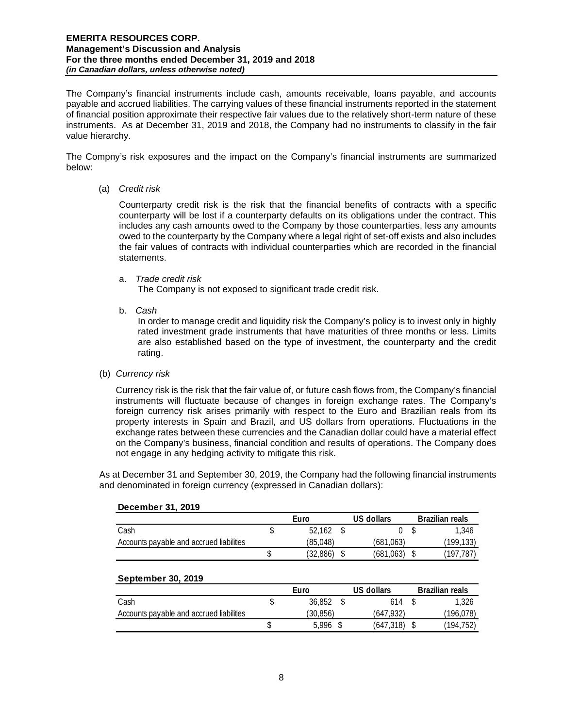The Company's financial instruments include cash, amounts receivable, loans payable, and accounts payable and accrued liabilities. The carrying values of these financial instruments reported in the statement of financial position approximate their respective fair values due to the relatively short-term nature of these instruments. As at December 31, 2019 and 2018, the Company had no instruments to classify in the fair value hierarchy.

The Compny's risk exposures and the impact on the Company's financial instruments are summarized below:

(a) *Credit risk*

Counterparty credit risk is the risk that the financial benefits of contracts with a specific counterparty will be lost if a counterparty defaults on its obligations under the contract. This includes any cash amounts owed to the Company by those counterparties, less any amounts owed to the counterparty by the Company where a legal right of set-off exists and also includes the fair values of contracts with individual counterparties which are recorded in the financial statements.

a. *Trade credit risk*
The Company is not exposed to significant trade credit risk.

b. *Cash*
In order to manage credit and liquidity risk the Company's policy is to invest only in highly rated investment grade instruments that have maturities of three months or less. Limits are also established based on the type of investment, the counterparty and the credit rating.

(b) *Currency risk*

Currency risk is the risk that the fair value of, or future cash flows from, the Company's financial instruments will fluctuate because of changes in foreign exchange rates. The Company's foreign currency risk arises primarily with respect to the Euro and Brazilian reals from its property interests in Spain and Brazil, and US dollars from operations. Fluctuations in the exchange rates between these currencies and the Canadian dollar could have a material effect on the Company's business, financial condition and results of operations. The Company does not engage in any hedging activity to mitigate this risk.

As at December 31 and September 30, 2019, the Company had the following financial instruments and denominated in foreign currency (expressed in Canadian dollars):

**December 31, 2019**

| | Euro | US dollars | Brazilian reals |
|---|---|---|---|
| Cash | $ 52,162 | $ 0 | $ 1,346 |
| Accounts payable and accrued liabilities | (85,048) | (681,063) | (199,133) |
| | $ (32,886) | $ (681,063) | $ (197,787) |

**September 30, 2019**

| | Euro | US dollars | Brazilian reals |
|---|---|---|---|
| Cash | $ 36,852 | $ 614 | $ 1,326 |
| Accounts payable and accrued liabilities | (30,856) | (647,932) | (196,078) |
| | $ 5,996 | $ (647,318) | $ (194,752) |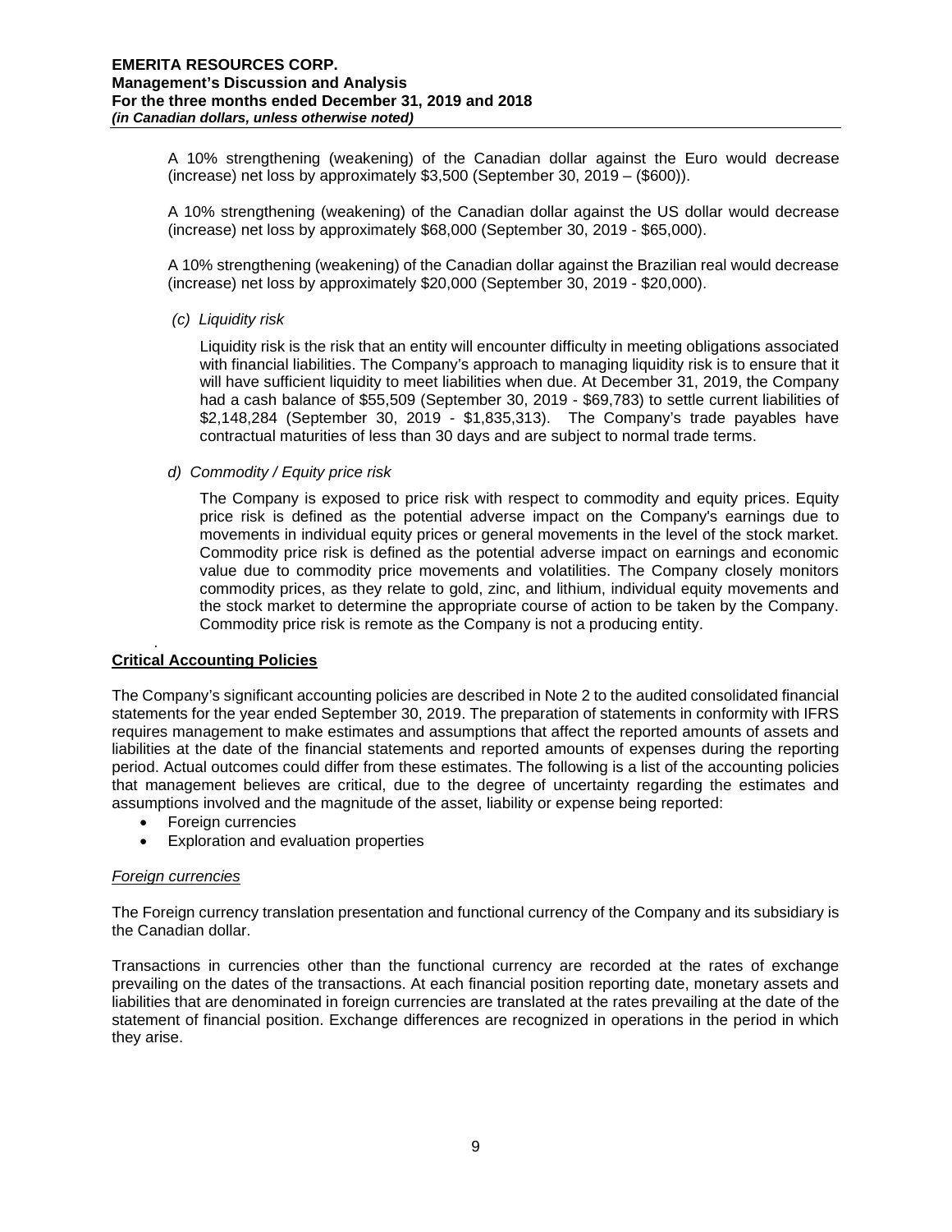A 10% strengthening (weakening) of the Canadian dollar against the Euro would decrease (increase) net loss by approximately $3,500 (September 30, 2019 – ($600)).

A 10% strengthening (weakening) of the Canadian dollar against the US dollar would decrease (increase) net loss by approximately $68,000 (September 30, 2019 - $65,000).

A 10% strengthening (weakening) of the Canadian dollar against the Brazilian real would decrease (increase) net loss by approximately $20,000 (September 30, 2019 - $20,000).

*(c) Liquidity risk*

Liquidity risk is the risk that an entity will encounter difficulty in meeting obligations associated with financial liabilities. The Company's approach to managing liquidity risk is to ensure that it will have sufficient liquidity to meet liabilities when due. At December 31, 2019, the Company had a cash balance of $55,509 (September 30, 2019 - $69,783) to settle current liabilities of $2,148,284 (September 30, 2019 - $1,835,313). The Company's trade payables have contractual maturities of less than 30 days and are subject to normal trade terms.

*d) Commodity / Equity price risk*

The Company is exposed to price risk with respect to commodity and equity prices. Equity price risk is defined as the potential adverse impact on the Company's earnings due to movements in individual equity prices or general movements in the level of the stock market. Commodity price risk is defined as the potential adverse impact on earnings and economic value due to commodity price movements and volatilities. The Company closely monitors commodity prices, as they relate to gold, zinc, and lithium, individual equity movements and the stock market to determine the appropriate course of action to be taken by the Company. Commodity price risk is remote as the Company is not a producing entity.

## Critical Accounting Policies

The Company's significant accounting policies are described in Note 2 to the audited consolidated financial statements for the year ended September 30, 2019. The preparation of statements in conformity with IFRS requires management to make estimates and assumptions that affect the reported amounts of assets and liabilities at the date of the financial statements and reported amounts of expenses during the reporting period. Actual outcomes could differ from these estimates. The following is a list of the accounting policies that management believes are critical, due to the degree of uncertainty regarding the estimates and assumptions involved and the magnitude of the asset, liability or expense being reported:

- Foreign currencies
- Exploration and evaluation properties

### *Foreign currencies*

The Foreign currency translation presentation and functional currency of the Company and its subsidiary is the Canadian dollar.

Transactions in currencies other than the functional currency are recorded at the rates of exchange prevailing on the dates of the transactions. At each financial position reporting date, monetary assets and liabilities that are denominated in foreign currencies are translated at the rates prevailing at the date of the statement of financial position. Exchange differences are recognized in operations in the period in which they arise.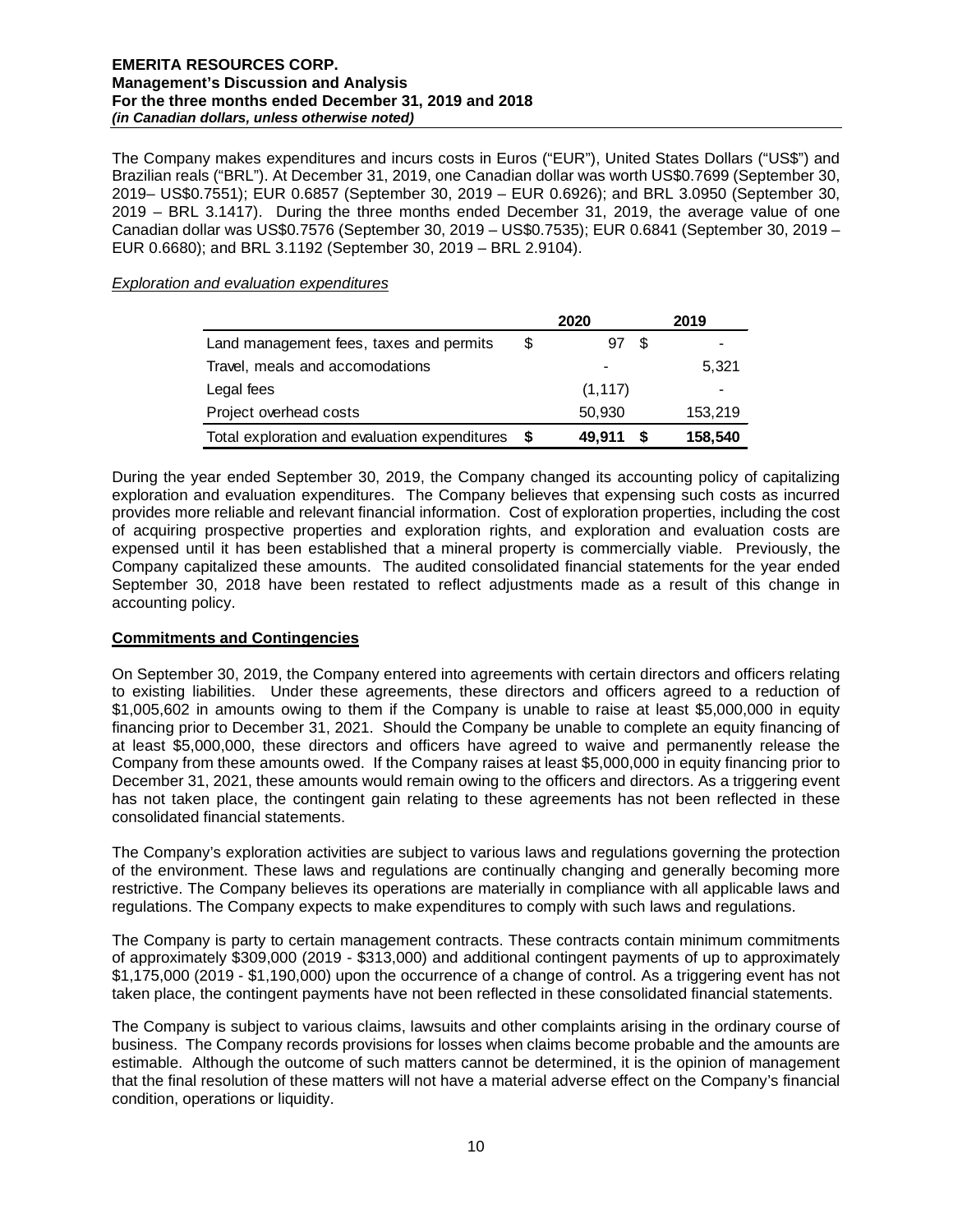The Company makes expenditures and incurs costs in Euros ("EUR"), United States Dollars ("US$") and Brazilian reals ("BRL"). At December 31, 2019, one Canadian dollar was worth US$0.7699 (September 30, 2019– US$0.7551); EUR 0.6857 (September 30, 2019 – EUR 0.6926); and BRL 3.0950 (September 30, 2019 – BRL 3.1417). During the three months ended December 31, 2019, the average value of one Canadian dollar was US$0.7576 (September 30, 2019 – US$0.7535); EUR 0.6841 (September 30, 2019 – EUR 0.6680); and BRL 3.1192 (September 30, 2019 – BRL 2.9104).

*Exploration and evaluation expenditures*

| | | 2020 | | 2019 |
|---|---|---|---|---|
| Land management fees, taxes and permits | $ | 97 | $ | - |
| Travel, meals and accomodations | | - | | 5,321 |
| Legal fees | | (1,117) | | - |
| Project overhead costs | | 50,930 | | 153,219 |
| Total exploration and evaluation expenditures | **$** | **49,911** | **$** | **158,540** |

During the year ended September 30, 2019, the Company changed its accounting policy of capitalizing exploration and evaluation expenditures. The Company believes that expensing such costs as incurred provides more reliable and relevant financial information. Cost of exploration properties, including the cost of acquiring prospective properties and exploration rights, and exploration and evaluation costs are expensed until it has been established that a mineral property is commercially viable. Previously, the Company capitalized these amounts. The audited consolidated financial statements for the year ended September 30, 2018 have been restated to reflect adjustments made as a result of this change in accounting policy.

## Commitments and Contingencies

On September 30, 2019, the Company entered into agreements with certain directors and officers relating to existing liabilities. Under these agreements, these directors and officers agreed to a reduction of $1,005,602 in amounts owing to them if the Company is unable to raise at least $5,000,000 in equity financing prior to December 31, 2021. Should the Company be unable to complete an equity financing of at least $5,000,000, these directors and officers have agreed to waive and permanently release the Company from these amounts owed. If the Company raises at least $5,000,000 in equity financing prior to December 31, 2021, these amounts would remain owing to the officers and directors. As a triggering event has not taken place, the contingent gain relating to these agreements has not been reflected in these consolidated financial statements.

The Company's exploration activities are subject to various laws and regulations governing the protection of the environment. These laws and regulations are continually changing and generally becoming more restrictive. The Company believes its operations are materially in compliance with all applicable laws and regulations. The Company expects to make expenditures to comply with such laws and regulations.

The Company is party to certain management contracts. These contracts contain minimum commitments of approximately $309,000 (2019 - $313,000) and additional contingent payments of up to approximately $1,175,000 (2019 - $1,190,000) upon the occurrence of a change of control. As a triggering event has not taken place, the contingent payments have not been reflected in these consolidated financial statements.

The Company is subject to various claims, lawsuits and other complaints arising in the ordinary course of business. The Company records provisions for losses when claims become probable and the amounts are estimable. Although the outcome of such matters cannot be determined, it is the opinion of management that the final resolution of these matters will not have a material adverse effect on the Company's financial condition, operations or liquidity.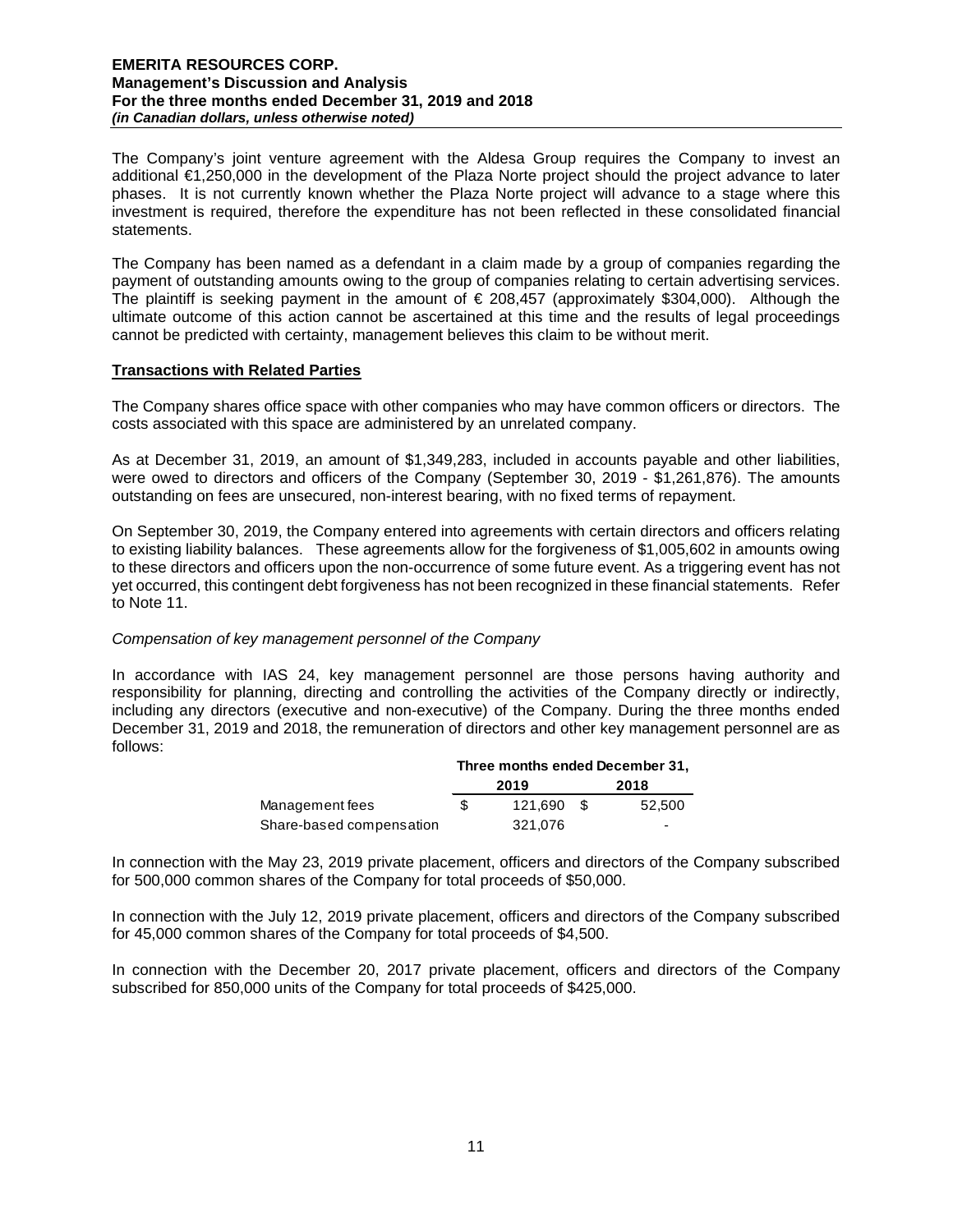The Company's joint venture agreement with the Aldesa Group requires the Company to invest an additional €1,250,000 in the development of the Plaza Norte project should the project advance to later phases. It is not currently known whether the Plaza Norte project will advance to a stage where this investment is required, therefore the expenditure has not been reflected in these consolidated financial statements.

The Company has been named as a defendant in a claim made by a group of companies regarding the payment of outstanding amounts owing to the group of companies relating to certain advertising services. The plaintiff is seeking payment in the amount of € 208,457 (approximately $304,000). Although the ultimate outcome of this action cannot be ascertained at this time and the results of legal proceedings cannot be predicted with certainty, management believes this claim to be without merit.

## Transactions with Related Parties

The Company shares office space with other companies who may have common officers or directors. The costs associated with this space are administered by an unrelated company.

As at December 31, 2019, an amount of $1,349,283, included in accounts payable and other liabilities, were owed to directors and officers of the Company (September 30, 2019 - $1,261,876). The amounts outstanding on fees are unsecured, non-interest bearing, with no fixed terms of repayment.

On September 30, 2019, the Company entered into agreements with certain directors and officers relating to existing liability balances. These agreements allow for the forgiveness of $1,005,602 in amounts owing to these directors and officers upon the non-occurrence of some future event. As a triggering event has not yet occurred, this contingent debt forgiveness has not been recognized in these financial statements. Refer to Note 11.

*Compensation of key management personnel of the Company*

In accordance with IAS 24, key management personnel are those persons having authority and responsibility for planning, directing and controlling the activities of the Company directly or indirectly, including any directors (executive and non-executive) of the Company. During the three months ended December 31, 2019 and 2018, the remuneration of directors and other key management personnel are as follows:

| | Three months ended December 31, | |
|---|---|---|
| | 2019 | 2018 |
| Management fees | $ 121,690 | $ 52,500 |
| Share-based compensation | 321,076 | - |

In connection with the May 23, 2019 private placement, officers and directors of the Company subscribed for 500,000 common shares of the Company for total proceeds of $50,000.

In connection with the July 12, 2019 private placement, officers and directors of the Company subscribed for 45,000 common shares of the Company for total proceeds of $4,500.

In connection with the December 20, 2017 private placement, officers and directors of the Company subscribed for 850,000 units of the Company for total proceeds of $425,000.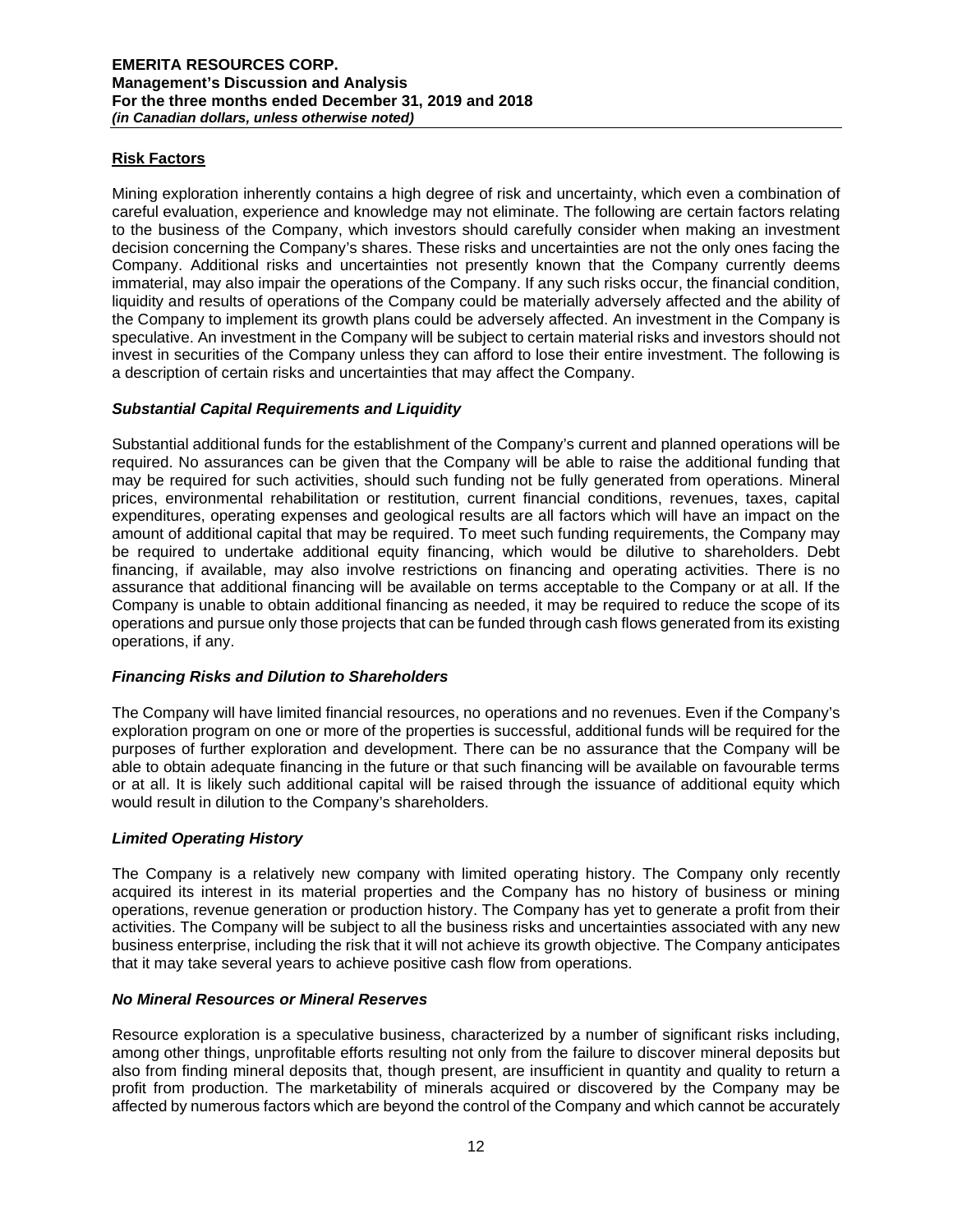## Risk Factors

Mining exploration inherently contains a high degree of risk and uncertainty, which even a combination of careful evaluation, experience and knowledge may not eliminate. The following are certain factors relating to the business of the Company, which investors should carefully consider when making an investment decision concerning the Company's shares. These risks and uncertainties are not the only ones facing the Company. Additional risks and uncertainties not presently known that the Company currently deems immaterial, may also impair the operations of the Company. If any such risks occur, the financial condition, liquidity and results of operations of the Company could be materially adversely affected and the ability of the Company to implement its growth plans could be adversely affected. An investment in the Company is speculative. An investment in the Company will be subject to certain material risks and investors should not invest in securities of the Company unless they can afford to lose their entire investment. The following is a description of certain risks and uncertainties that may affect the Company.

### *Substantial Capital Requirements and Liquidity*

Substantial additional funds for the establishment of the Company's current and planned operations will be required. No assurances can be given that the Company will be able to raise the additional funding that may be required for such activities, should such funding not be fully generated from operations. Mineral prices, environmental rehabilitation or restitution, current financial conditions, revenues, taxes, capital expenditures, operating expenses and geological results are all factors which will have an impact on the amount of additional capital that may be required. To meet such funding requirements, the Company may be required to undertake additional equity financing, which would be dilutive to shareholders. Debt financing, if available, may also involve restrictions on financing and operating activities. There is no assurance that additional financing will be available on terms acceptable to the Company or at all. If the Company is unable to obtain additional financing as needed, it may be required to reduce the scope of its operations and pursue only those projects that can be funded through cash flows generated from its existing operations, if any.

### *Financing Risks and Dilution to Shareholders*

The Company will have limited financial resources, no operations and no revenues. Even if the Company's exploration program on one or more of the properties is successful, additional funds will be required for the purposes of further exploration and development. There can be no assurance that the Company will be able to obtain adequate financing in the future or that such financing will be available on favourable terms or at all. It is likely such additional capital will be raised through the issuance of additional equity which would result in dilution to the Company's shareholders.

### *Limited Operating History*

The Company is a relatively new company with limited operating history. The Company only recently acquired its interest in its material properties and the Company has no history of business or mining operations, revenue generation or production history. The Company has yet to generate a profit from their activities. The Company will be subject to all the business risks and uncertainties associated with any new business enterprise, including the risk that it will not achieve its growth objective. The Company anticipates that it may take several years to achieve positive cash flow from operations.

### *No Mineral Resources or Mineral Reserves*

Resource exploration is a speculative business, characterized by a number of significant risks including, among other things, unprofitable efforts resulting not only from the failure to discover mineral deposits but also from finding mineral deposits that, though present, are insufficient in quantity and quality to return a profit from production. The marketability of minerals acquired or discovered by the Company may be affected by numerous factors which are beyond the control of the Company and which cannot be accurately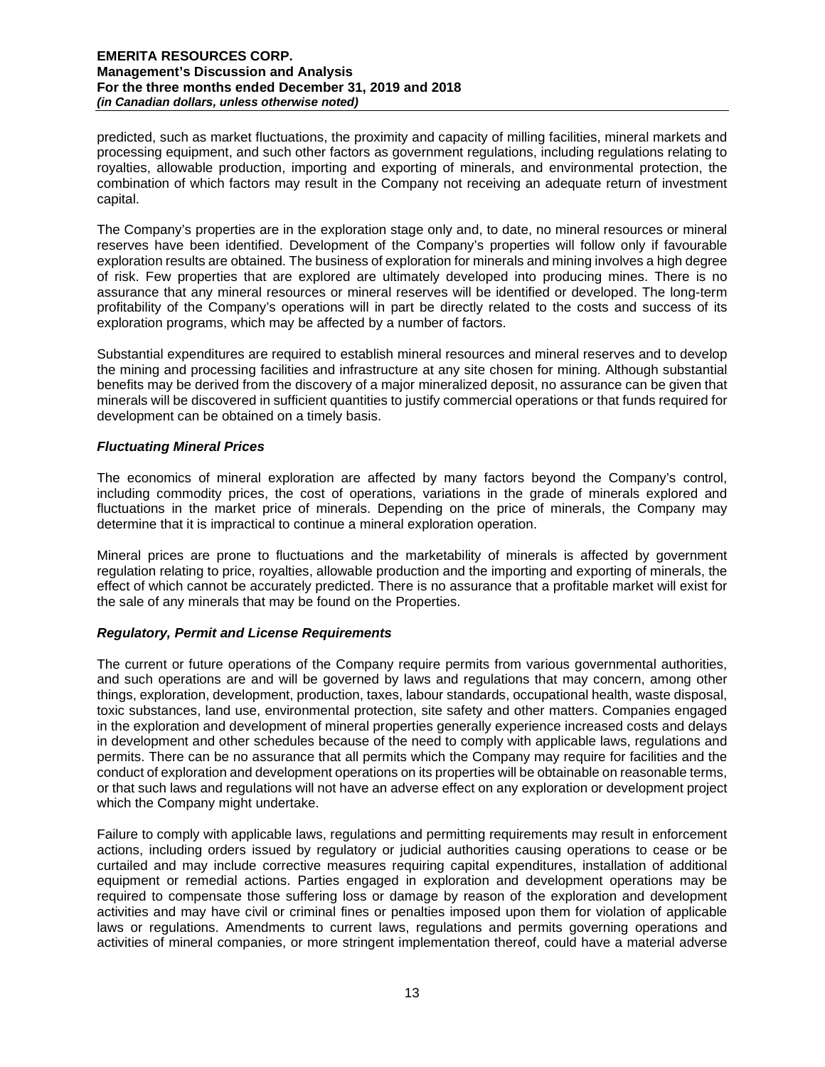predicted, such as market fluctuations, the proximity and capacity of milling facilities, mineral markets and processing equipment, and such other factors as government regulations, including regulations relating to royalties, allowable production, importing and exporting of minerals, and environmental protection, the combination of which factors may result in the Company not receiving an adequate return of investment capital.

The Company's properties are in the exploration stage only and, to date, no mineral resources or mineral reserves have been identified. Development of the Company's properties will follow only if favourable exploration results are obtained. The business of exploration for minerals and mining involves a high degree of risk. Few properties that are explored are ultimately developed into producing mines. There is no assurance that any mineral resources or mineral reserves will be identified or developed. The long-term profitability of the Company's operations will in part be directly related to the costs and success of its exploration programs, which may be affected by a number of factors.

Substantial expenditures are required to establish mineral resources and mineral reserves and to develop the mining and processing facilities and infrastructure at any site chosen for mining. Although substantial benefits may be derived from the discovery of a major mineralized deposit, no assurance can be given that minerals will be discovered in sufficient quantities to justify commercial operations or that funds required for development can be obtained on a timely basis.

### *Fluctuating Mineral Prices*

The economics of mineral exploration are affected by many factors beyond the Company's control, including commodity prices, the cost of operations, variations in the grade of minerals explored and fluctuations in the market price of minerals. Depending on the price of minerals, the Company may determine that it is impractical to continue a mineral exploration operation.

Mineral prices are prone to fluctuations and the marketability of minerals is affected by government regulation relating to price, royalties, allowable production and the importing and exporting of minerals, the effect of which cannot be accurately predicted. There is no assurance that a profitable market will exist for the sale of any minerals that may be found on the Properties.

### *Regulatory, Permit and License Requirements*

The current or future operations of the Company require permits from various governmental authorities, and such operations are and will be governed by laws and regulations that may concern, among other things, exploration, development, production, taxes, labour standards, occupational health, waste disposal, toxic substances, land use, environmental protection, site safety and other matters. Companies engaged in the exploration and development of mineral properties generally experience increased costs and delays in development and other schedules because of the need to comply with applicable laws, regulations and permits. There can be no assurance that all permits which the Company may require for facilities and the conduct of exploration and development operations on its properties will be obtainable on reasonable terms, or that such laws and regulations will not have an adverse effect on any exploration or development project which the Company might undertake.

Failure to comply with applicable laws, regulations and permitting requirements may result in enforcement actions, including orders issued by regulatory or judicial authorities causing operations to cease or be curtailed and may include corrective measures requiring capital expenditures, installation of additional equipment or remedial actions. Parties engaged in exploration and development operations may be required to compensate those suffering loss or damage by reason of the exploration and development activities and may have civil or criminal fines or penalties imposed upon them for violation of applicable laws or regulations. Amendments to current laws, regulations and permits governing operations and activities of mineral companies, or more stringent implementation thereof, could have a material adverse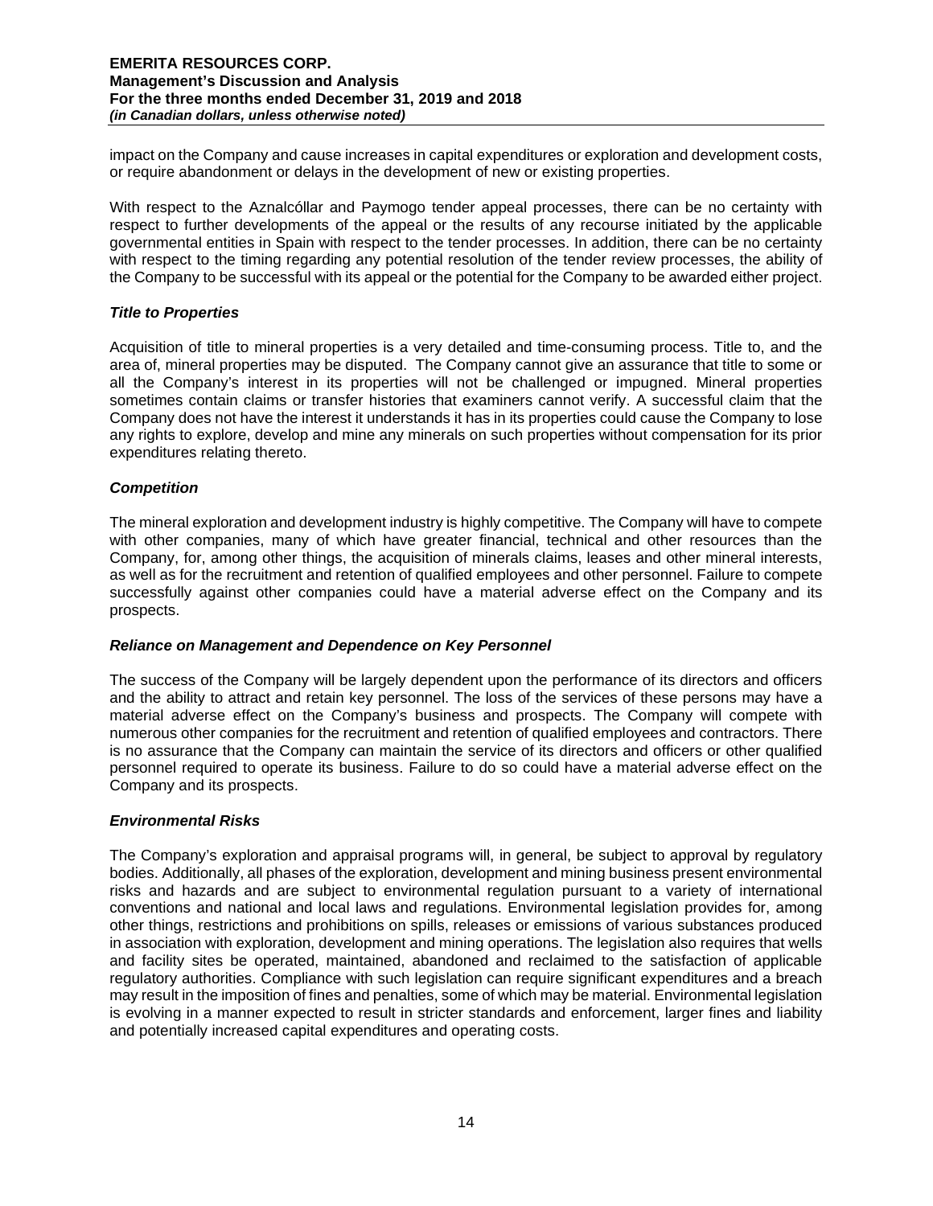impact on the Company and cause increases in capital expenditures or exploration and development costs, or require abandonment or delays in the development of new or existing properties.

With respect to the Aznalcóllar and Paymogo tender appeal processes, there can be no certainty with respect to further developments of the appeal or the results of any recourse initiated by the applicable governmental entities in Spain with respect to the tender processes. In addition, there can be no certainty with respect to the timing regarding any potential resolution of the tender review processes, the ability of the Company to be successful with its appeal or the potential for the Company to be awarded either project.

### *Title to Properties*

Acquisition of title to mineral properties is a very detailed and time-consuming process. Title to, and the area of, mineral properties may be disputed. The Company cannot give an assurance that title to some or all the Company's interest in its properties will not be challenged or impugned. Mineral properties sometimes contain claims or transfer histories that examiners cannot verify. A successful claim that the Company does not have the interest it understands it has in its properties could cause the Company to lose any rights to explore, develop and mine any minerals on such properties without compensation for its prior expenditures relating thereto.

### *Competition*

The mineral exploration and development industry is highly competitive. The Company will have to compete with other companies, many of which have greater financial, technical and other resources than the Company, for, among other things, the acquisition of minerals claims, leases and other mineral interests, as well as for the recruitment and retention of qualified employees and other personnel. Failure to compete successfully against other companies could have a material adverse effect on the Company and its prospects.

### *Reliance on Management and Dependence on Key Personnel*

The success of the Company will be largely dependent upon the performance of its directors and officers and the ability to attract and retain key personnel. The loss of the services of these persons may have a material adverse effect on the Company's business and prospects. The Company will compete with numerous other companies for the recruitment and retention of qualified employees and contractors. There is no assurance that the Company can maintain the service of its directors and officers or other qualified personnel required to operate its business. Failure to do so could have a material adverse effect on the Company and its prospects.

### *Environmental Risks*

The Company's exploration and appraisal programs will, in general, be subject to approval by regulatory bodies. Additionally, all phases of the exploration, development and mining business present environmental risks and hazards and are subject to environmental regulation pursuant to a variety of international conventions and national and local laws and regulations. Environmental legislation provides for, among other things, restrictions and prohibitions on spills, releases or emissions of various substances produced in association with exploration, development and mining operations. The legislation also requires that wells and facility sites be operated, maintained, abandoned and reclaimed to the satisfaction of applicable regulatory authorities. Compliance with such legislation can require significant expenditures and a breach may result in the imposition of fines and penalties, some of which may be material. Environmental legislation is evolving in a manner expected to result in stricter standards and enforcement, larger fines and liability and potentially increased capital expenditures and operating costs.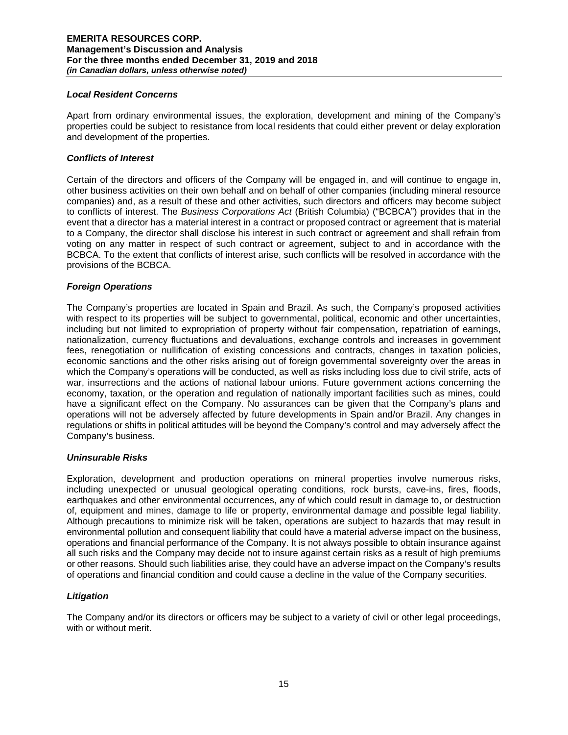### *Local Resident Concerns*

Apart from ordinary environmental issues, the exploration, development and mining of the Company's properties could be subject to resistance from local residents that could either prevent or delay exploration and development of the properties.

### *Conflicts of Interest*

Certain of the directors and officers of the Company will be engaged in, and will continue to engage in, other business activities on their own behalf and on behalf of other companies (including mineral resource companies) and, as a result of these and other activities, such directors and officers may become subject to conflicts of interest. The *Business Corporations Act* (British Columbia) ("BCBCA") provides that in the event that a director has a material interest in a contract or proposed contract or agreement that is material to a Company, the director shall disclose his interest in such contract or agreement and shall refrain from voting on any matter in respect of such contract or agreement, subject to and in accordance with the BCBCA. To the extent that conflicts of interest arise, such conflicts will be resolved in accordance with the provisions of the BCBCA.

### *Foreign Operations*

The Company's properties are located in Spain and Brazil. As such, the Company's proposed activities with respect to its properties will be subject to governmental, political, economic and other uncertainties, including but not limited to expropriation of property without fair compensation, repatriation of earnings, nationalization, currency fluctuations and devaluations, exchange controls and increases in government fees, renegotiation or nullification of existing concessions and contracts, changes in taxation policies, economic sanctions and the other risks arising out of foreign governmental sovereignty over the areas in which the Company's operations will be conducted, as well as risks including loss due to civil strife, acts of war, insurrections and the actions of national labour unions. Future government actions concerning the economy, taxation, or the operation and regulation of nationally important facilities such as mines, could have a significant effect on the Company. No assurances can be given that the Company's plans and operations will not be adversely affected by future developments in Spain and/or Brazil. Any changes in regulations or shifts in political attitudes will be beyond the Company's control and may adversely affect the Company's business.

### *Uninsurable Risks*

Exploration, development and production operations on mineral properties involve numerous risks, including unexpected or unusual geological operating conditions, rock bursts, cave-ins, fires, floods, earthquakes and other environmental occurrences, any of which could result in damage to, or destruction of, equipment and mines, damage to life or property, environmental damage and possible legal liability. Although precautions to minimize risk will be taken, operations are subject to hazards that may result in environmental pollution and consequent liability that could have a material adverse impact on the business, operations and financial performance of the Company. It is not always possible to obtain insurance against all such risks and the Company may decide not to insure against certain risks as a result of high premiums or other reasons. Should such liabilities arise, they could have an adverse impact on the Company's results of operations and financial condition and could cause a decline in the value of the Company securities.

### *Litigation*

The Company and/or its directors or officers may be subject to a variety of civil or other legal proceedings, with or without merit.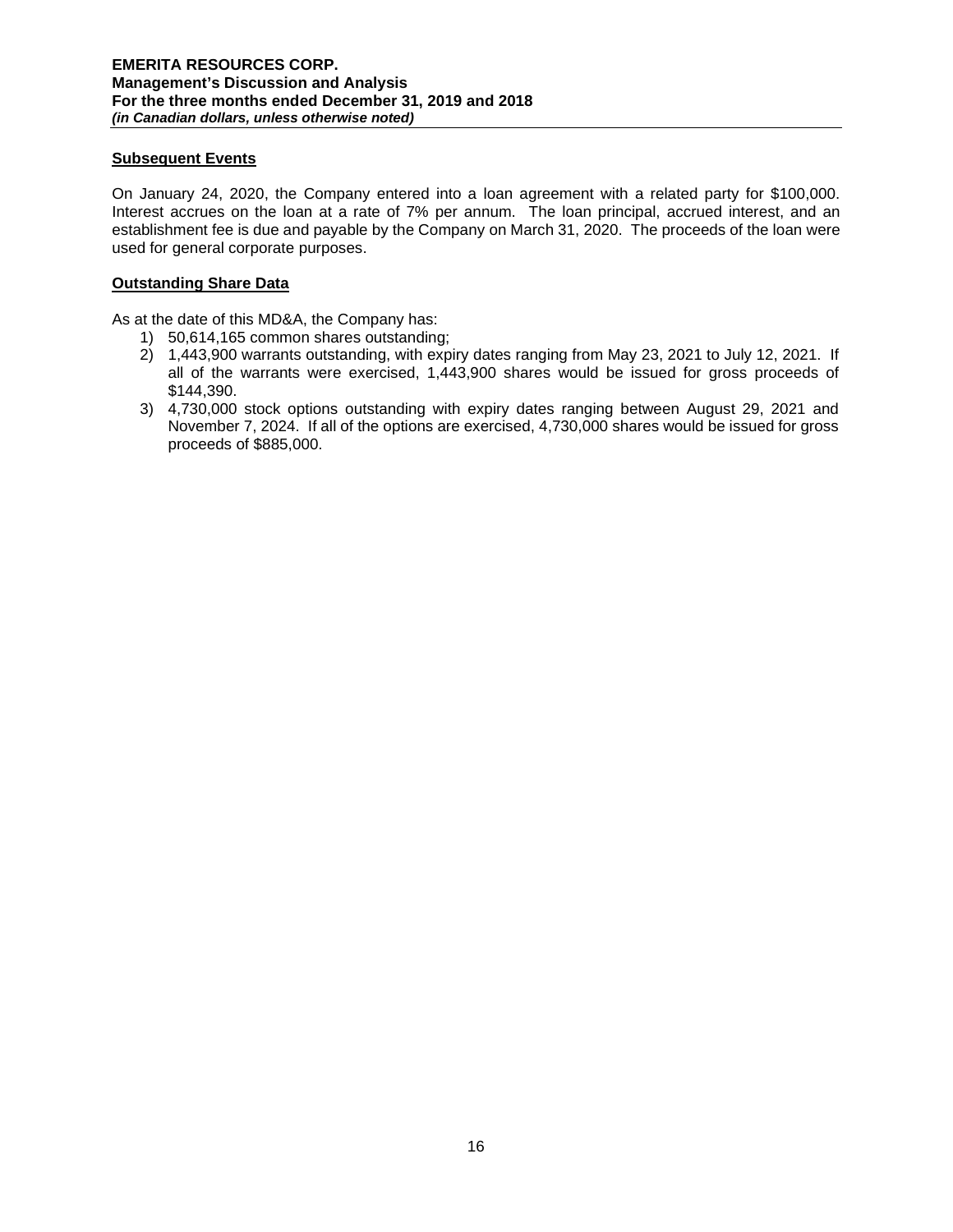## Subsequent Events

On January 24, 2020, the Company entered into a loan agreement with a related party for $100,000. Interest accrues on the loan at a rate of 7% per annum. The loan principal, accrued interest, and an establishment fee is due and payable by the Company on March 31, 2020. The proceeds of the loan were used for general corporate purposes.

## Outstanding Share Data

As at the date of this MD&A, the Company has:

1) 50,614,165 common shares outstanding;
2) 1,443,900 warrants outstanding, with expiry dates ranging from May 23, 2021 to July 12, 2021. If all of the warrants were exercised, 1,443,900 shares would be issued for gross proceeds of $144,390.
3) 4,730,000 stock options outstanding with expiry dates ranging between August 29, 2021 and November 7, 2024. If all of the options are exercised, 4,730,000 shares would be issued for gross proceeds of $885,000.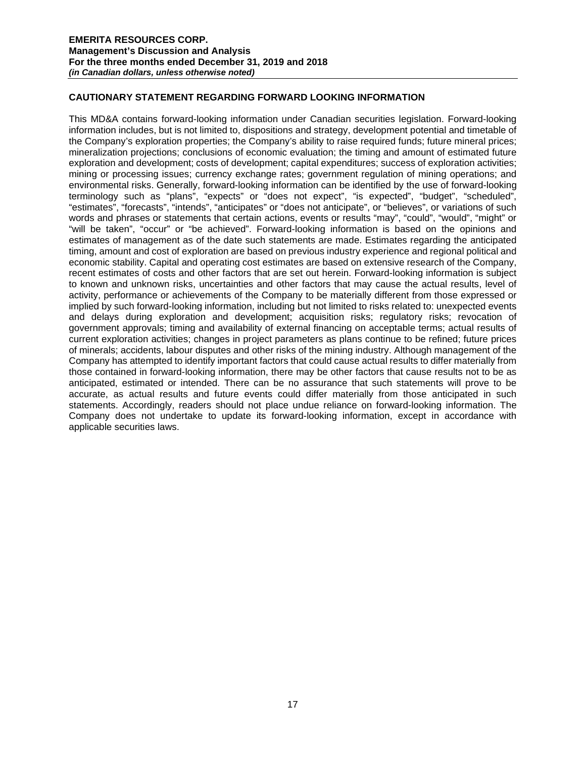## CAUTIONARY STATEMENT REGARDING FORWARD LOOKING INFORMATION

This MD&A contains forward-looking information under Canadian securities legislation. Forward-looking information includes, but is not limited to, dispositions and strategy, development potential and timetable of the Company's exploration properties; the Company's ability to raise required funds; future mineral prices; mineralization projections; conclusions of economic evaluation; the timing and amount of estimated future exploration and development; costs of development; capital expenditures; success of exploration activities; mining or processing issues; currency exchange rates; government regulation of mining operations; and environmental risks. Generally, forward-looking information can be identified by the use of forward-looking terminology such as "plans", "expects" or "does not expect", "is expected", "budget", "scheduled", "estimates", "forecasts", "intends", "anticipates" or "does not anticipate", or "believes", or variations of such words and phrases or statements that certain actions, events or results "may", "could", "would", "might" or "will be taken", "occur" or "be achieved". Forward-looking information is based on the opinions and estimates of management as of the date such statements are made. Estimates regarding the anticipated timing, amount and cost of exploration are based on previous industry experience and regional political and economic stability. Capital and operating cost estimates are based on extensive research of the Company, recent estimates of costs and other factors that are set out herein. Forward-looking information is subject to known and unknown risks, uncertainties and other factors that may cause the actual results, level of activity, performance or achievements of the Company to be materially different from those expressed or implied by such forward-looking information, including but not limited to risks related to: unexpected events and delays during exploration and development; acquisition risks; regulatory risks; revocation of government approvals; timing and availability of external financing on acceptable terms; actual results of current exploration activities; changes in project parameters as plans continue to be refined; future prices of minerals; accidents, labour disputes and other risks of the mining industry. Although management of the Company has attempted to identify important factors that could cause actual results to differ materially from those contained in forward-looking information, there may be other factors that cause results not to be as anticipated, estimated or intended. There can be no assurance that such statements will prove to be accurate, as actual results and future events could differ materially from those anticipated in such statements. Accordingly, readers should not place undue reliance on forward-looking information. The Company does not undertake to update its forward-looking information, except in accordance with applicable securities laws.